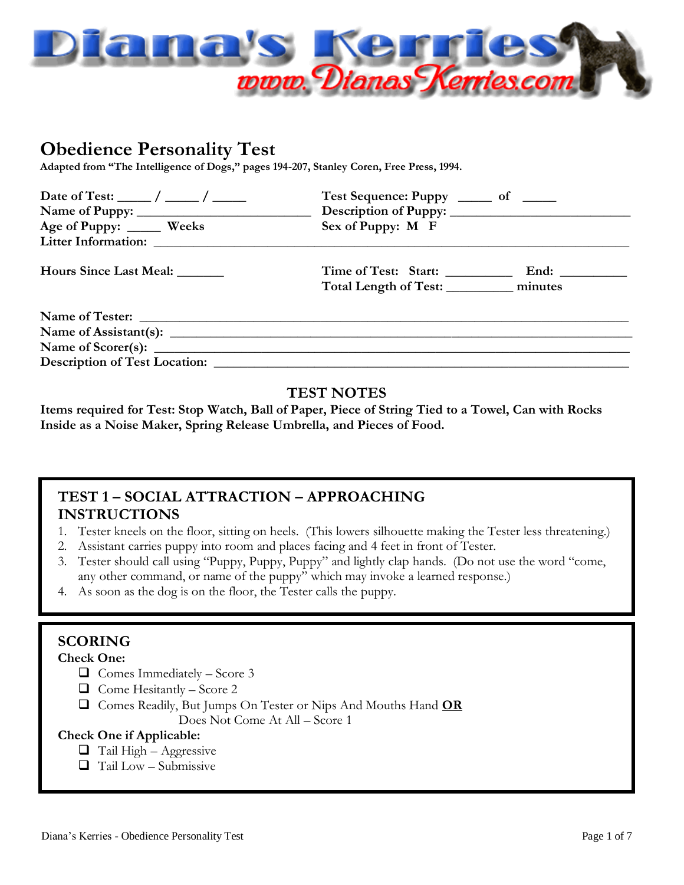Diana's Kerries
www.DianasKerries.com

# Obedience Personality Test

**Adapted from "The Intelligence of Dogs," pages 194-207, Stanley Coren, Free Press, 1994.**

**Date of Test:** _____ / _____ / _____
**Test Sequence: Puppy** _____ **of** _____
**Name of Puppy:** ___________________________
**Description of Puppy:** ___________________________
**Age of Puppy:** _____ **Weeks**
**Sex of Puppy: M F**
**Litter Information:** ___________________________________________________________

**Hours Since Last Meal:** _______
**Time of Test: Start:** __________ **End:** __________
**Total Length of Test:** __________ **minutes**

**Name of Tester:** ___________________________________________________________
**Name of Assistant(s):** ___________________________________________________________
**Name of Scorer(s):** ___________________________________________________________
**Description of Test Location:** ___________________________________________________________

## TEST NOTES

**Items required for Test: Stop Watch, Ball of Paper, Piece of String Tied to a Towel, Can with Rocks Inside as a Noise Maker, Spring Release Umbrella, and Pieces of Food.**

## TEST 1 – SOCIAL ATTRACTION – APPROACHING INSTRUCTIONS

1. Tester kneels on the floor, sitting on heels. (This lowers silhouette making the Tester less threatening.)
2. Assistant carries puppy into room and places facing and 4 feet in front of Tester.
3. Tester should call using "Puppy, Puppy, Puppy" and lightly clap hands. (Do not use the word "come, any other command, or name of the puppy" which may invoke a learned response.)
4. As soon as the dog is on the floor, the Tester calls the puppy.

## SCORING

**Check One:**

- ❑ Comes Immediately – Score 3
- ❑ Come Hesitantly – Score 2
- ❑ Comes Readily, But Jumps On Tester or Nips And Mouths Hand **OR** Does Not Come At All – Score 1

**Check One if Applicable:**

- ❑ Tail High – Aggressive
- ❑ Tail Low – Submissive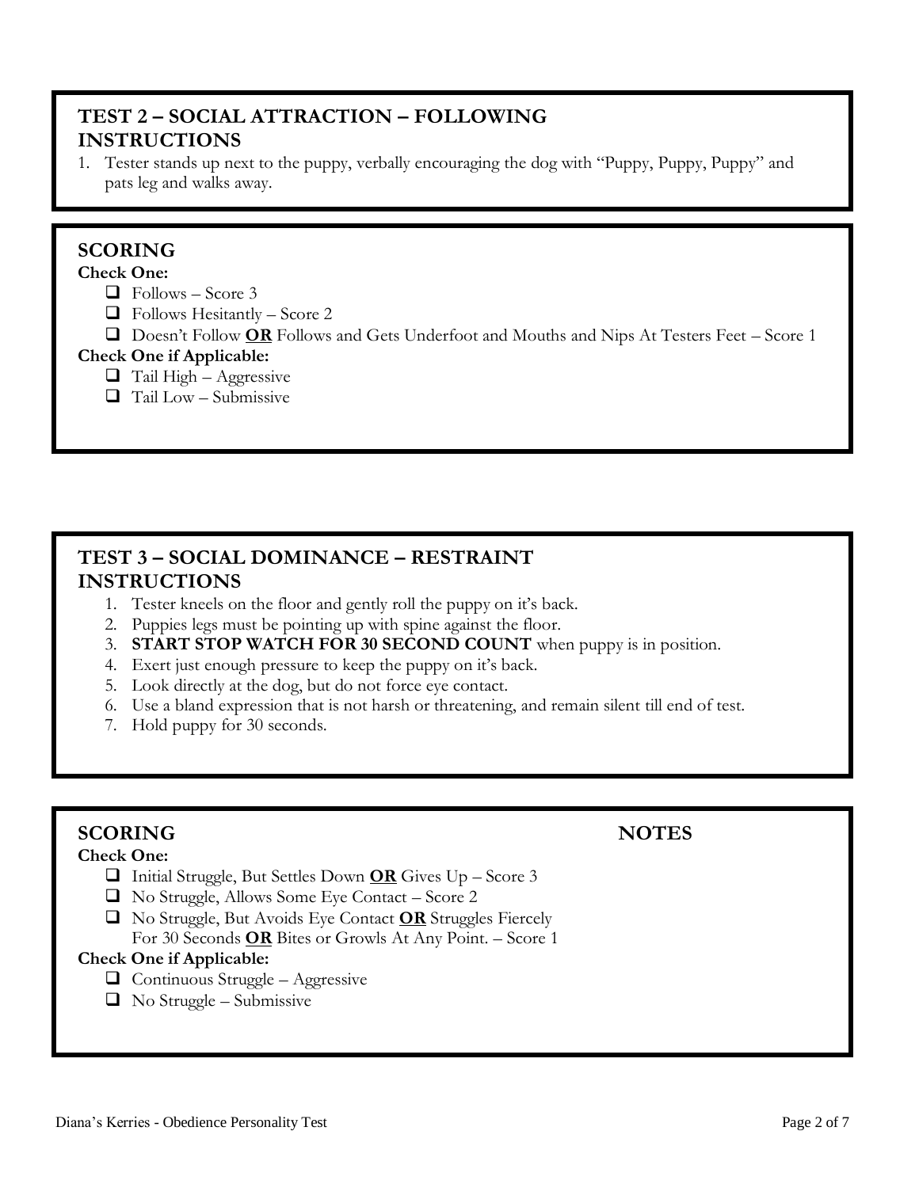## TEST 2 – SOCIAL ATTRACTION – FOLLOWING
## INSTRUCTIONS

1. Tester stands up next to the puppy, verbally encouraging the dog with "Puppy, Puppy, Puppy" and pats leg and walks away.

## SCORING

**Check One:**

- ❑ Follows – Score 3
- ❑ Follows Hesitantly – Score 2
- ❑ Doesn't Follow **<u>OR</u>** Follows and Gets Underfoot and Mouths and Nips At Testers Feet – Score 1

**Check One if Applicable:**

- ❑ Tail High – Aggressive
- ❑ Tail Low – Submissive

## TEST 3 – SOCIAL DOMINANCE – RESTRAINT
## INSTRUCTIONS

1. Tester kneels on the floor and gently roll the puppy on it's back.
2. Puppies legs must be pointing up with spine against the floor.
3. **START STOP WATCH FOR 30 SECOND COUNT** when puppy is in position.
4. Exert just enough pressure to keep the puppy on it's back.
5. Look directly at the dog, but do not force eye contact.
6. Use a bland expression that is not harsh or threatening, and remain silent till end of test.
7. Hold puppy for 30 seconds.

## SCORING

**Check One:**

- ❑ Initial Struggle, But Settles Down **<u>OR</u>** Gives Up – Score 3
- ❑ No Struggle, Allows Some Eye Contact – Score 2
- ❑ No Struggle, But Avoids Eye Contact **<u>OR</u>** Struggles Fiercely For 30 Seconds **<u>OR</u>** Bites or Growls At Any Point. – Score 1

**Check One if Applicable:**

- ❑ Continuous Struggle – Aggressive
- ❑ No Struggle – Submissive

## NOTES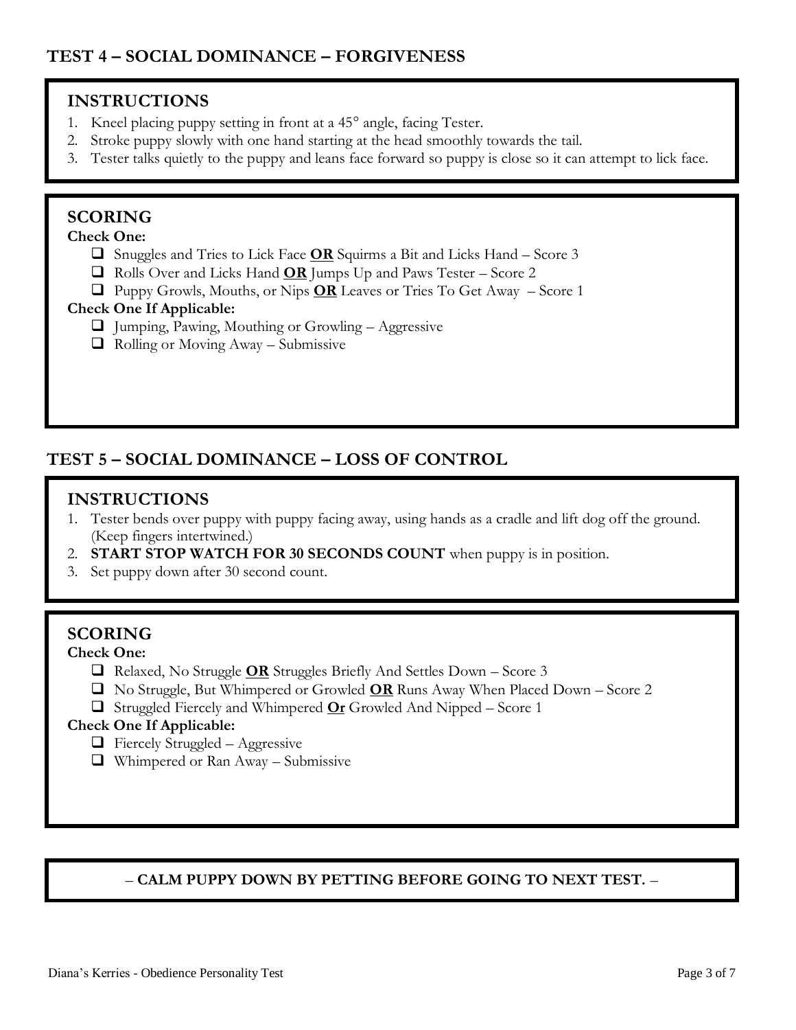## TEST 4 – SOCIAL DOMINANCE – FORGIVENESS

### INSTRUCTIONS

1. Kneel placing puppy setting in front at a 45° angle, facing Tester.
2. Stroke puppy slowly with one hand starting at the head smoothly towards the tail.
3. Tester talks quietly to the puppy and leans face forward so puppy is close so it can attempt to lick face.

### SCORING

**Check One:**

- ☐ Snuggles and Tries to Lick Face **OR** Squirms a Bit and Licks Hand – Score 3
- ☐ Rolls Over and Licks Hand **OR** Jumps Up and Paws Tester – Score 2
- ☐ Puppy Growls, Mouths, or Nips **OR** Leaves or Tries To Get Away – Score 1

**Check One If Applicable:**

- ☐ Jumping, Pawing, Mouthing or Growling – Aggressive
- ☐ Rolling or Moving Away – Submissive

## TEST 5 – SOCIAL DOMINANCE – LOSS OF CONTROL

### INSTRUCTIONS

1. Tester bends over puppy with puppy facing away, using hands as a cradle and lift dog off the ground. (Keep fingers intertwined.)
2. **START STOP WATCH FOR 30 SECONDS COUNT** when puppy is in position.
3. Set puppy down after 30 second count.

### SCORING

**Check One:**

- ☐ Relaxed, No Struggle **OR** Struggles Briefly And Settles Down – Score 3
- ☐ No Struggle, But Whimpered or Growled **OR** Runs Away When Placed Down – Score 2
- ☐ Struggled Fiercely and Whimpered **Or** Growled And Nipped – Score 1

**Check One If Applicable:**

- ☐ Fiercely Struggled – Aggressive
- ☐ Whimpered or Ran Away – Submissive

– **CALM PUPPY DOWN BY PETTING BEFORE GOING TO NEXT TEST.** –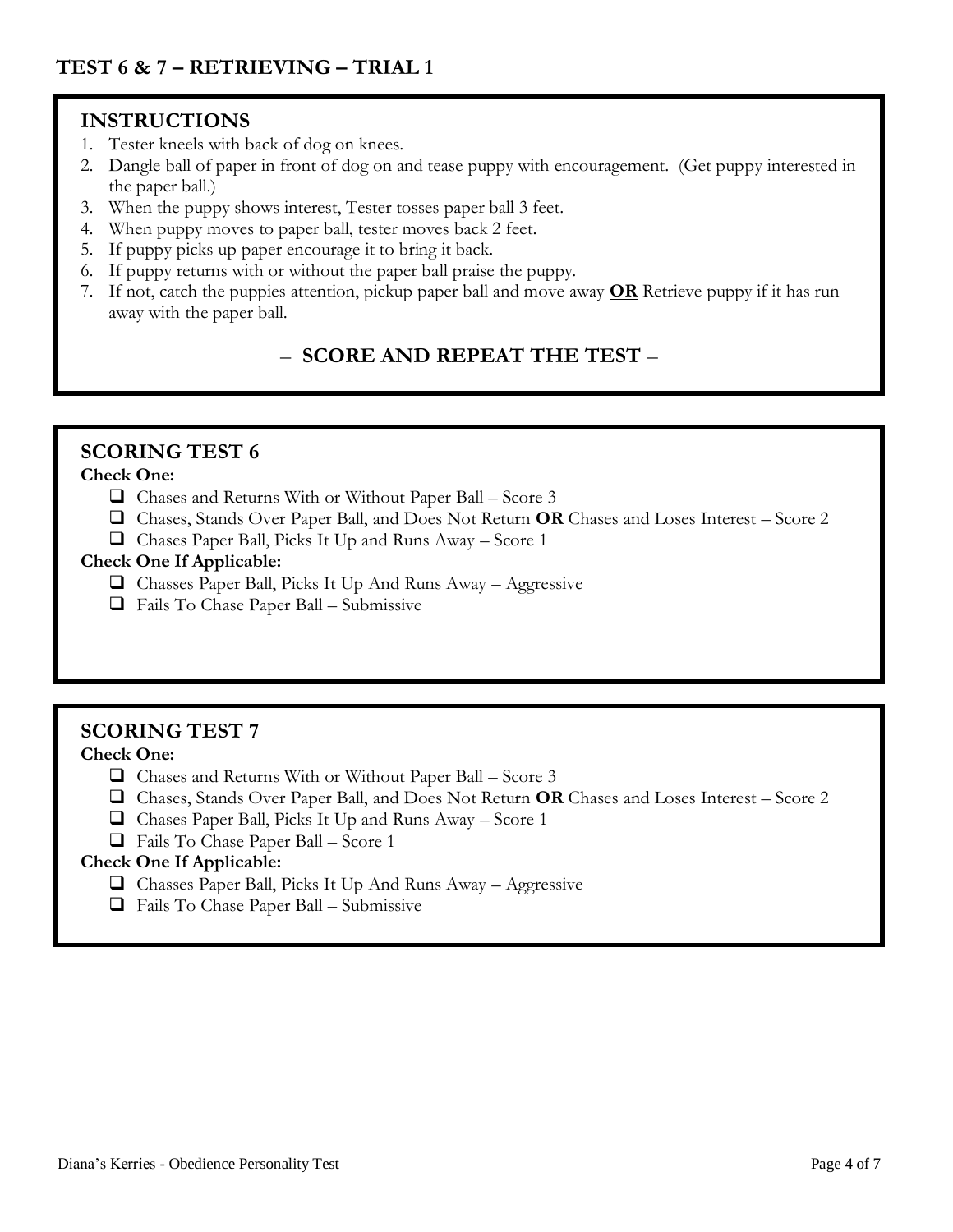## TEST 6 & 7 – RETRIEVING – TRIAL 1

### INSTRUCTIONS

1. Tester kneels with back of dog on knees.
2. Dangle ball of paper in front of dog on and tease puppy with encouragement. (Get puppy interested in the paper ball.)
3. When the puppy shows interest, Tester tosses paper ball 3 feet.
4. When puppy moves to paper ball, tester moves back 2 feet.
5. If puppy picks up paper encourage it to bring it back.
6. If puppy returns with or without the paper ball praise the puppy.
7. If not, catch the puppies attention, pickup paper ball and move away **OR** Retrieve puppy if it has run away with the paper ball.

**– SCORE AND REPEAT THE TEST –**

### SCORING TEST 6

**Check One:**

- ❑ Chases and Returns With or Without Paper Ball – Score 3
- ❑ Chases, Stands Over Paper Ball, and Does Not Return **OR** Chases and Loses Interest – Score 2
- ❑ Chases Paper Ball, Picks It Up and Runs Away – Score 1

**Check One If Applicable:**

- ❑ Chasses Paper Ball, Picks It Up And Runs Away – Aggressive
- ❑ Fails To Chase Paper Ball – Submissive

### SCORING TEST 7

**Check One:**

- ❑ Chases and Returns With or Without Paper Ball – Score 3
- ❑ Chases, Stands Over Paper Ball, and Does Not Return **OR** Chases and Loses Interest – Score 2
- ❑ Chases Paper Ball, Picks It Up and Runs Away – Score 1
- ❑ Fails To Chase Paper Ball – Score 1

**Check One If Applicable:**

- ❑ Chasses Paper Ball, Picks It Up And Runs Away – Aggressive
- ❑ Fails To Chase Paper Ball – Submissive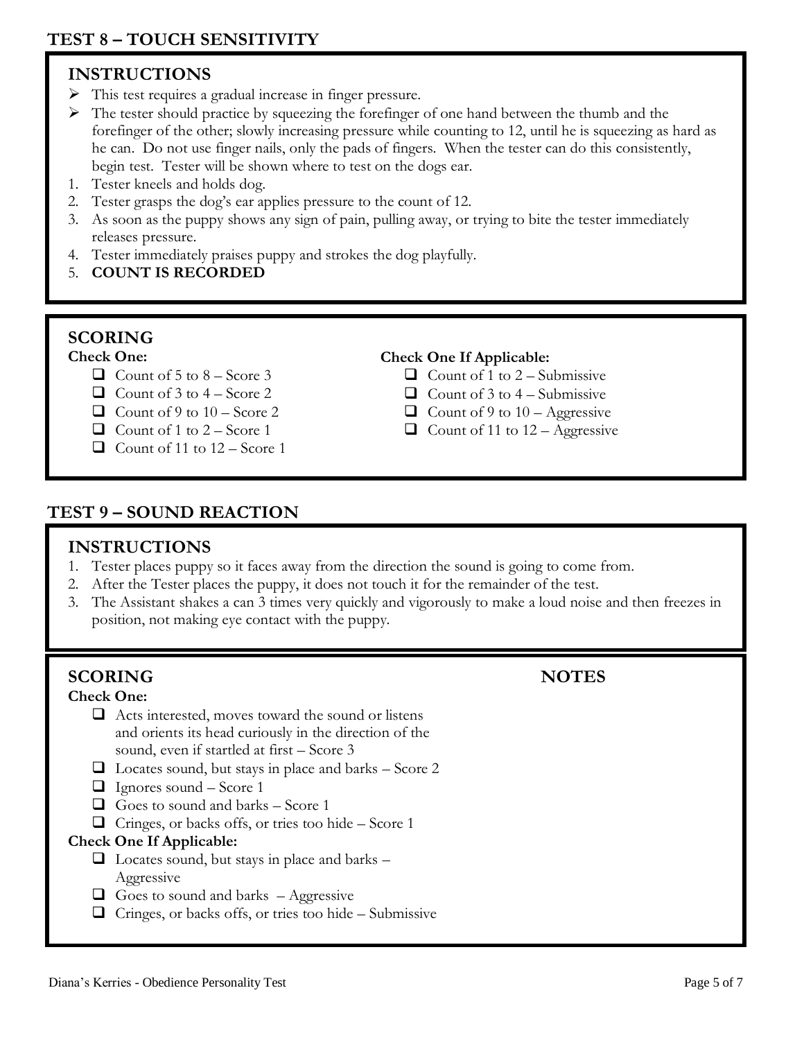## TEST 8 – TOUCH SENSITIVITY

### INSTRUCTIONS

- This test requires a gradual increase in finger pressure.
- The tester should practice by squeezing the forefinger of one hand between the thumb and the forefinger of the other; slowly increasing pressure while counting to 12, until he is squeezing as hard as he can. Do not use finger nails, only the pads of fingers. When the tester can do this consistently, begin test. Tester will be shown where to test on the dogs ear.

1. Tester kneels and holds dog.
2. Tester grasps the dog's ear applies pressure to the count of 12.
3. As soon as the puppy shows any sign of pain, pulling away, or trying to bite the tester immediately releases pressure.
4. Tester immediately praises puppy and strokes the dog playfully.
5. **COUNT IS RECORDED**

### SCORING

**Check One:**

- ❑ Count of 5 to 8 – Score 3
- ❑ Count of 3 to 4 – Score 2
- ❑ Count of 9 to 10 – Score 2
- ❑ Count of 1 to 2 – Score 1
- ❑ Count of 11 to 12 – Score 1

**Check One If Applicable:**

- ❑ Count of 1 to 2 – Submissive
- ❑ Count of 3 to 4 – Submissive
- ❑ Count of 9 to 10 – Aggressive
- ❑ Count of 11 to 12 – Aggressive

## TEST 9 – SOUND REACTION

### INSTRUCTIONS

1. Tester places puppy so it faces away from the direction the sound is going to come from.
2. After the Tester places the puppy, it does not touch it for the remainder of the test.
3. The Assistant shakes a can 3 times very quickly and vigorously to make a loud noise and then freezes in position, not making eye contact with the puppy.

### SCORING

**Check One:**

- ❑ Acts interested, moves toward the sound or listens and orients its head curiously in the direction of the sound, even if startled at first – Score 3
- ❑ Locates sound, but stays in place and barks – Score 2
- ❑ Ignores sound – Score 1
- ❑ Goes to sound and barks – Score 1
- ❑ Cringes, or backs offs, or tries too hide – Score 1

**Check One If Applicable:**

- ❑ Locates sound, but stays in place and barks – Aggressive
- ❑ Goes to sound and barks – Aggressive
- ❑ Cringes, or backs offs, or tries too hide – Submissive

### NOTES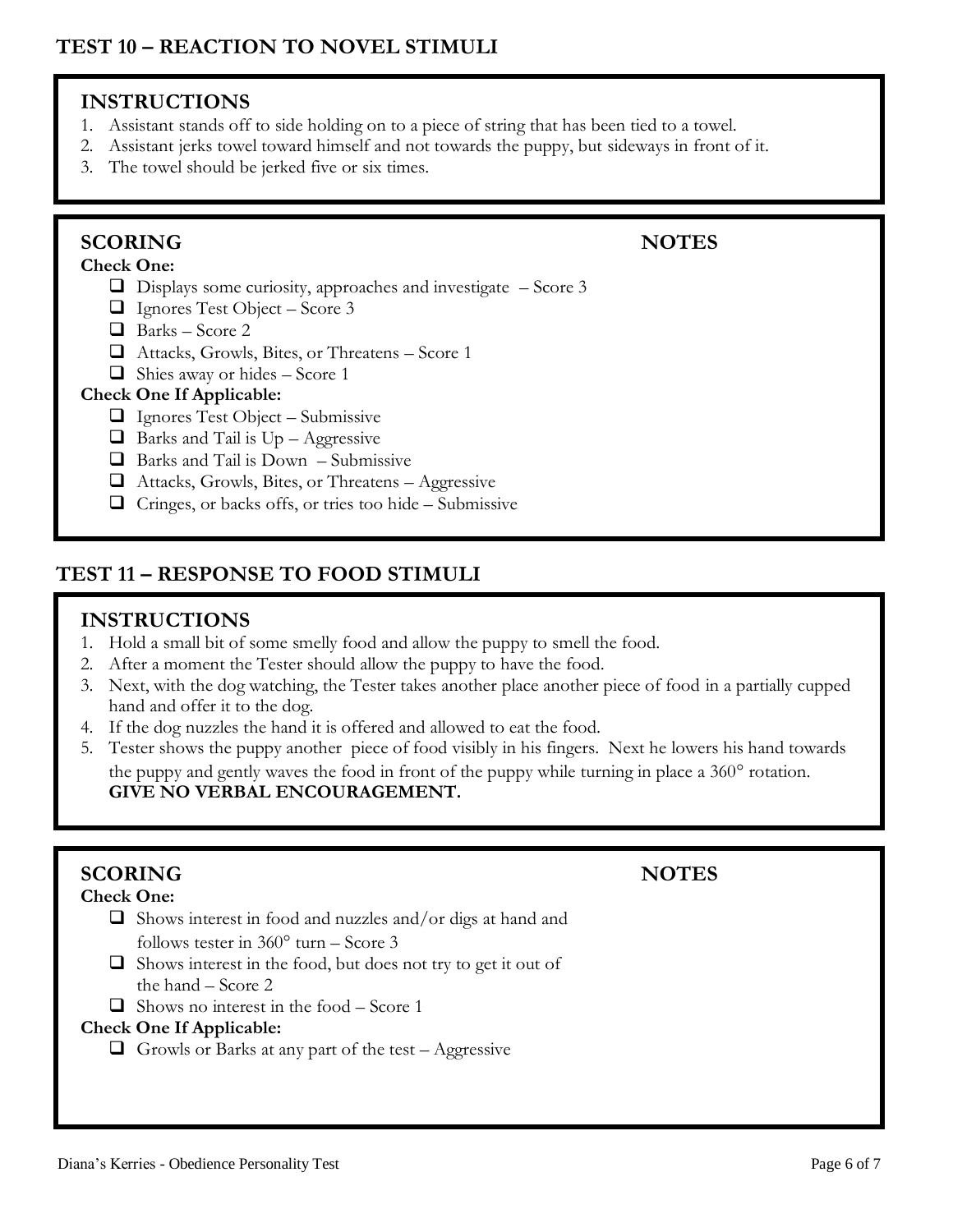## TEST 10 – REACTION TO NOVEL STIMULI

### INSTRUCTIONS

1. Assistant stands off to side holding on to a piece of string that has been tied to a towel.
2. Assistant jerks towel toward himself and not towards the puppy, but sideways in front of it.
3. The towel should be jerked five or six times.

### SCORING

### NOTES

**Check One:**

- ☐ Displays some curiosity, approaches and investigate – Score 3
- ☐ Ignores Test Object – Score 3
- ☐ Barks – Score 2
- ☐ Attacks, Growls, Bites, or Threatens – Score 1
- ☐ Shies away or hides – Score 1

**Check One If Applicable:**

- ☐ Ignores Test Object – Submissive
- ☐ Barks and Tail is Up – Aggressive
- ☐ Barks and Tail is Down – Submissive
- ☐ Attacks, Growls, Bites, or Threatens – Aggressive
- ☐ Cringes, or backs offs, or tries too hide – Submissive

## TEST 11 – RESPONSE TO FOOD STIMULI

### INSTRUCTIONS

1. Hold a small bit of some smelly food and allow the puppy to smell the food.
2. After a moment the Tester should allow the puppy to have the food.
3. Next, with the dog watching, the Tester takes another place another piece of food in a partially cupped hand and offer it to the dog.
4. If the dog nuzzles the hand it is offered and allowed to eat the food.
5. Tester shows the puppy another piece of food visibly in his fingers. Next he lowers his hand towards the puppy and gently waves the food in front of the puppy while turning in place a 360° rotation. **GIVE NO VERBAL ENCOURAGEMENT**.

### SCORING

### NOTES

**Check One:**

- ☐ Shows interest in food and nuzzles and/or digs at hand and follows tester in 360° turn – Score 3
- ☐ Shows interest in the food, but does not try to get it out of the hand – Score 2
- ☐ Shows no interest in the food – Score 1

**Check One If Applicable:**

- ☐ Growls or Barks at any part of the test – Aggressive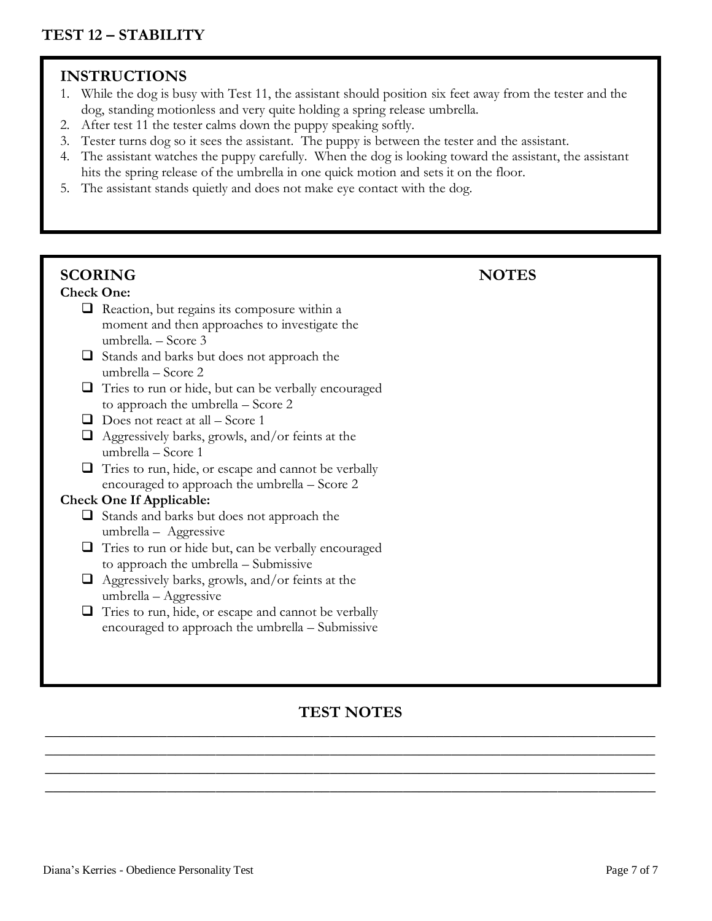## TEST 12 – STABILITY

### INSTRUCTIONS

1. While the dog is busy with Test 11, the assistant should position six feet away from the tester and the dog, standing motionless and very quite holding a spring release umbrella.
2. After test 11 the tester calms down the puppy speaking softly.
3. Tester turns dog so it sees the assistant. The puppy is between the tester and the assistant.
4. The assistant watches the puppy carefully. When the dog is looking toward the assistant, the assistant hits the spring release of the umbrella in one quick motion and sets it on the floor.
5. The assistant stands quietly and does not make eye contact with the dog.

### SCORING

**Check One:**

- ❑ Reaction, but regains its composure within a moment and then approaches to investigate the umbrella. – Score 3
- ❑ Stands and barks but does not approach the umbrella – Score 2
- ❑ Tries to run or hide, but can be verbally encouraged to approach the umbrella – Score 2
- ❑ Does not react at all – Score 1
- ❑ Aggressively barks, growls, and/or feints at the umbrella – Score 1
- ❑ Tries to run, hide, or escape and cannot be verbally encouraged to approach the umbrella – Score 2

**Check One If Applicable:**

- ❑ Stands and barks but does not approach the umbrella – Aggressive
- ❑ Tries to run or hide but, can be verbally encouraged to approach the umbrella – Submissive
- ❑ Aggressively barks, growls, and/or feints at the umbrella – Aggressive
- ❑ Tries to run, hide, or escape and cannot be verbally encouraged to approach the umbrella – Submissive

### NOTES

### TEST NOTES

\_\_\_\_\_\_\_\_\_\_\_\_\_\_\_\_\_\_\_\_\_\_\_\_\_\_\_\_\_\_\_\_\_\_\_\_\_\_\_\_\_\_\_\_\_\_\_\_\_\_\_\_\_\_\_\_\_\_\_\_\_\_\_\_\_\_\_\_\_\_\_\_\_\_\_\_\_\_

\_\_\_\_\_\_\_\_\_\_\_\_\_\_\_\_\_\_\_\_\_\_\_\_\_\_\_\_\_\_\_\_\_\_\_\_\_\_\_\_\_\_\_\_\_\_\_\_\_\_\_\_\_\_\_\_\_\_\_\_\_\_\_\_\_\_\_\_\_\_\_\_\_\_\_\_\_\_

\_\_\_\_\_\_\_\_\_\_\_\_\_\_\_\_\_\_\_\_\_\_\_\_\_\_\_\_\_\_\_\_\_\_\_\_\_\_\_\_\_\_\_\_\_\_\_\_\_\_\_\_\_\_\_\_\_\_\_\_\_\_\_\_\_\_\_\_\_\_\_\_\_\_\_\_\_\_

\_\_\_\_\_\_\_\_\_\_\_\_\_\_\_\_\_\_\_\_\_\_\_\_\_\_\_\_\_\_\_\_\_\_\_\_\_\_\_\_\_\_\_\_\_\_\_\_\_\_\_\_\_\_\_\_\_\_\_\_\_\_\_\_\_\_\_\_\_\_\_\_\_\_\_\_\_\_